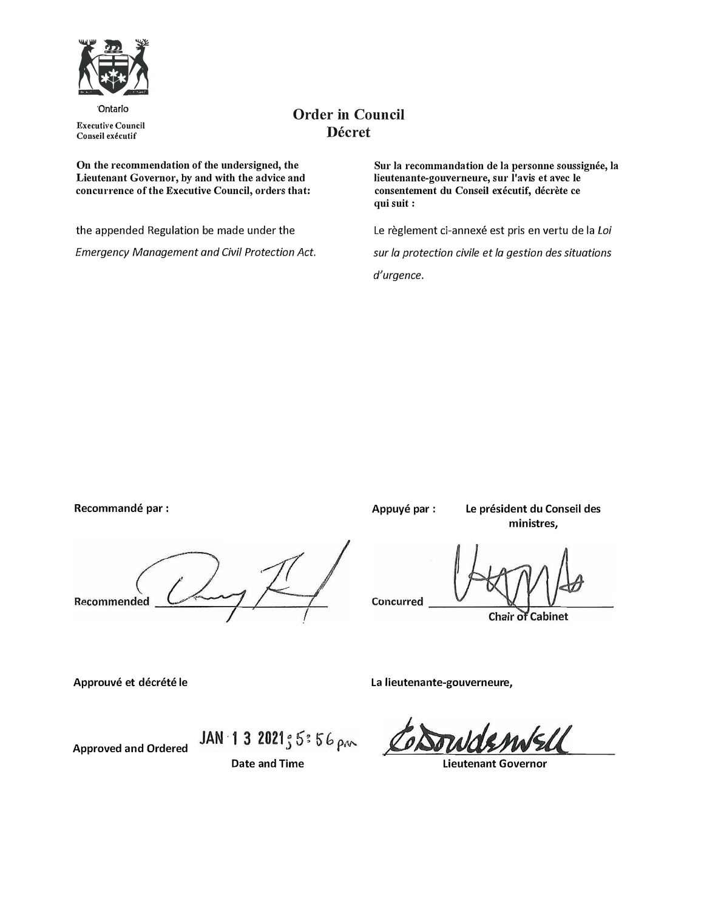Ontario

Executive Council
Conseil exécutif

# Order in Council
# Décret

**On the recommendation of the undersigned, the Lieutenant Governor, by and with the advice and concurrence of the Executive Council, orders that:**

the appended Regulation be made under the *Emergency Management and Civil Protection Act*.

**Sur la recommandation de la personne soussignée, la lieutenante-gouverneure, sur l'avis et avec le consentement du Conseil exécutif, décrète ce qui suit :**

Le règlement ci-annexé est pris en vertu de la *Loi sur la protection civile et la gestion des situations d'urgence*.

**Recommandé par :**

**Recommended** ______________________

**Appuyé par :** **Le président du Conseil des ministres,**

**Concurred** ______________________
**Chair of Cabinet**

**Approuvé et décrété le**

**Approved and Ordered** JAN 13 2021 ; 5:56 pm
**Date and Time**

**La lieutenante-gouverneure,**

______________________
**Lieutenant Governor**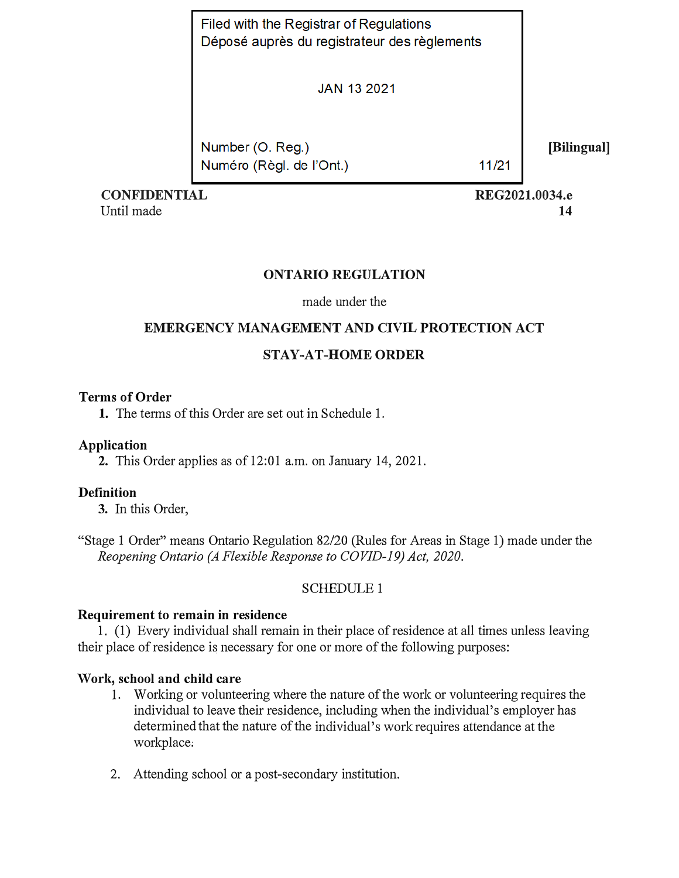Filed with the Registrar of Regulations
Déposé auprès du registrateur des règlements

JAN 13 2021

Number (O. Reg.)
Numéro (Règl. de l'Ont.) 11/21

[Bilingual]

**CONFIDENTIAL**
Until made

**REG2021.0034.e**
**14**

# ONTARIO REGULATION

made under the

## EMERGENCY MANAGEMENT AND CIVIL PROTECTION ACT

## STAY-AT-HOME ORDER

**Terms of Order**

**1.** The terms of this Order are set out in Schedule 1.

**Application**

**2.** This Order applies as of 12:01 a.m. on January 14, 2021.

**Definition**

**3.** In this Order,

"Stage 1 Order" means Ontario Regulation 82/20 (Rules for Areas in Stage 1) made under the *Reopening Ontario (A Flexible Response to COVID-19) Act, 2020*.

SCHEDULE 1

**Requirement to remain in residence**

1. (1) Every individual shall remain in their place of residence at all times unless leaving their place of residence is necessary for one or more of the following purposes:

**Work, school and child care**

1. Working or volunteering where the nature of the work or volunteering requires the individual to leave their residence, including when the individual's employer has determined that the nature of the individual's work requires attendance at the workplace.

2. Attending school or a post-secondary institution.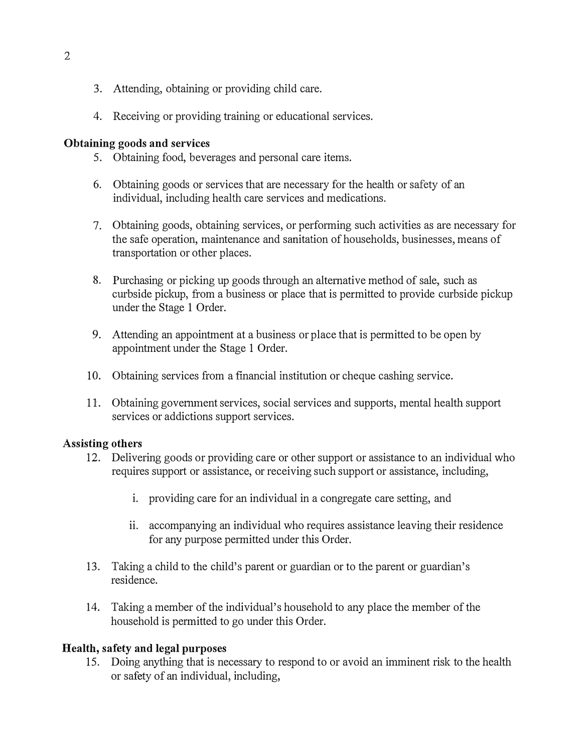3. Attending, obtaining or providing child care.

4. Receiving or providing training or educational services.

**Obtaining goods and services**

5. Obtaining food, beverages and personal care items.

6. Obtaining goods or services that are necessary for the health or safety of an individual, including health care services and medications.

7. Obtaining goods, obtaining services, or performing such activities as are necessary for the safe operation, maintenance and sanitation of households, businesses, means of transportation or other places.

8. Purchasing or picking up goods through an alternative method of sale, such as curbside pickup, from a business or place that is permitted to provide curbside pickup under the Stage 1 Order.

9. Attending an appointment at a business or place that is permitted to be open by appointment under the Stage 1 Order.

10. Obtaining services from a financial institution or cheque cashing service.

11. Obtaining government services, social services and supports, mental health support services or addictions support services.

**Assisting others**

12. Delivering goods or providing care or other support or assistance to an individual who requires support or assistance, or receiving such support or assistance, including,

    i. providing care for an individual in a congregate care setting, and

    ii. accompanying an individual who requires assistance leaving their residence for any purpose permitted under this Order.

13. Taking a child to the child's parent or guardian or to the parent or guardian's residence.

14. Taking a member of the individual's household to any place the member of the household is permitted to go under this Order.

**Health, safety and legal purposes**

15. Doing anything that is necessary to respond to or avoid an imminent risk to the health or safety of an individual, including,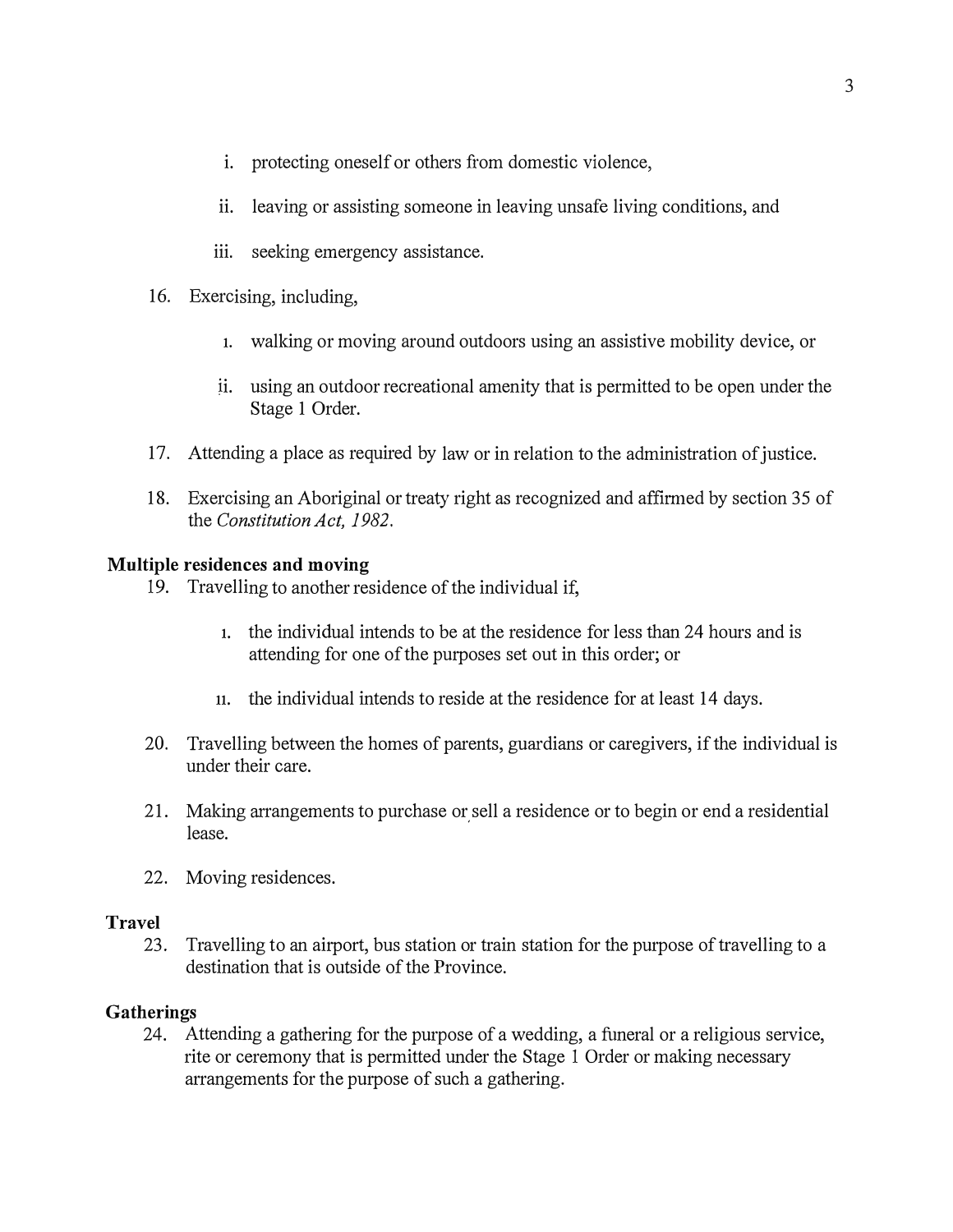i. protecting oneself or others from domestic violence,

ii. leaving or assisting someone in leaving unsafe living conditions, and

iii. seeking emergency assistance.

16. Exercising, including,

    i. walking or moving around outdoors using an assistive mobility device, or

    ii. using an outdoor recreational amenity that is permitted to be open under the Stage 1 Order.

17. Attending a place as required by law or in relation to the administration of justice.

18. Exercising an Aboriginal or treaty right as recognized and affirmed by section 35 of the *Constitution Act, 1982*.

**Multiple residences and moving**

19. Travelling to another residence of the individual if,

    i. the individual intends to be at the residence for less than 24 hours and is attending for one of the purposes set out in this order; or

    ii. the individual intends to reside at the residence for at least 14 days.

20. Travelling between the homes of parents, guardians or caregivers, if the individual is under their care.

21. Making arrangements to purchase or sell a residence or to begin or end a residential lease.

22. Moving residences.

**Travel**

23. Travelling to an airport, bus station or train station for the purpose of travelling to a destination that is outside of the Province.

**Gatherings**

24. Attending a gathering for the purpose of a wedding, a funeral or a religious service, rite or ceremony that is permitted under the Stage 1 Order or making necessary arrangements for the purpose of such a gathering.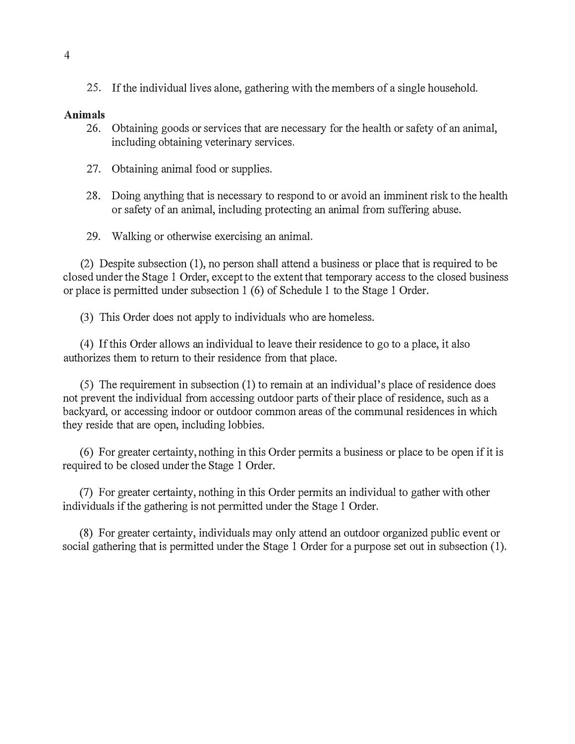25. If the individual lives alone, gathering with the members of a single household.

**Animals**

26. Obtaining goods or services that are necessary for the health or safety of an animal, including obtaining veterinary services.

27. Obtaining animal food or supplies.

28. Doing anything that is necessary to respond to or avoid an imminent risk to the health or safety of an animal, including protecting an animal from suffering abuse.

29. Walking or otherwise exercising an animal.

(2) Despite subsection (1), no person shall attend a business or place that is required to be closed under the Stage 1 Order, except to the extent that temporary access to the closed business or place is permitted under subsection 1 (6) of Schedule 1 to the Stage 1 Order.

(3) This Order does not apply to individuals who are homeless.

(4) If this Order allows an individual to leave their residence to go to a place, it also authorizes them to return to their residence from that place.

(5) The requirement in subsection (1) to remain at an individual's place of residence does not prevent the individual from accessing outdoor parts of their place of residence, such as a backyard, or accessing indoor or outdoor common areas of the communal residences in which they reside that are open, including lobbies.

(6) For greater certainty, nothing in this Order permits a business or place to be open if it is required to be closed under the Stage 1 Order.

(7) For greater certainty, nothing in this Order permits an individual to gather with other individuals if the gathering is not permitted under the Stage 1 Order.

(8) For greater certainty, individuals may only attend an outdoor organized public event or social gathering that is permitted under the Stage 1 Order for a purpose set out in subsection (1).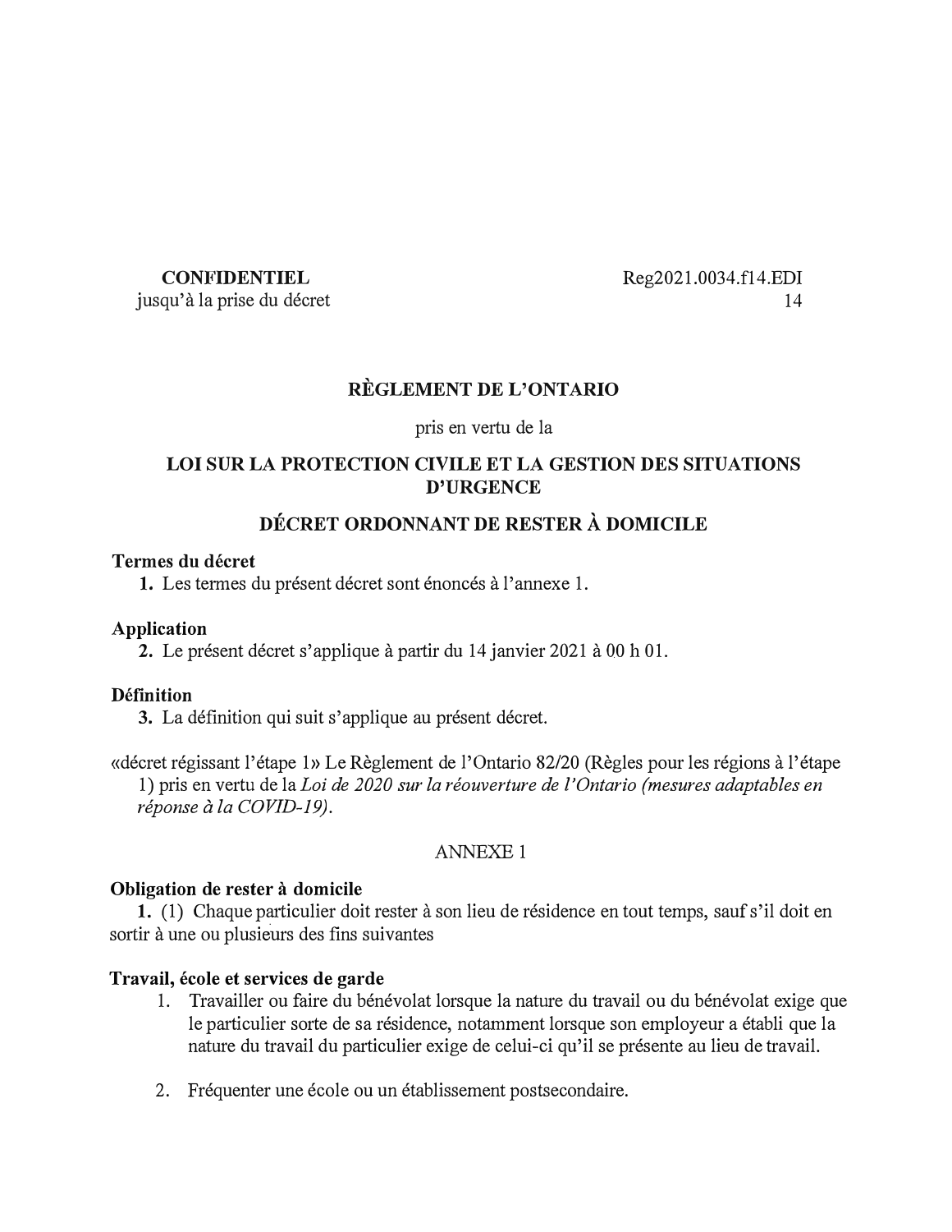**CONFIDENTIEL**
jusqu'à la prise du décret

Reg2021.0034.f14.EDI
14

## RÈGLEMENT DE L'ONTARIO

pris en vertu de la

## LOI SUR LA PROTECTION CIVILE ET LA GESTION DES SITUATIONS D'URGENCE

## DÉCRET ORDONNANT DE RESTER À DOMICILE

**Termes du décret**

**1.** Les termes du présent décret sont énoncés à l'annexe 1.

**Application**

**2.** Le présent décret s'applique à partir du 14 janvier 2021 à 00 h 01.

**Définition**

**3.** La définition qui suit s'applique au présent décret.

«décret régissant l'étape 1» Le Règlement de l'Ontario 82/20 (Règles pour les régions à l'étape 1) pris en vertu de la *Loi de 2020 sur la réouverture de l'Ontario (mesures adaptables en réponse à la COVID-19)*.

ANNEXE 1

**Obligation de rester à domicile**

**1.** (1) Chaque particulier doit rester à son lieu de résidence en tout temps, sauf s'il doit en sortir à une ou plusieurs des fins suivantes

**Travail, école et services de garde**

1. Travailler ou faire du bénévolat lorsque la nature du travail ou du bénévolat exige que le particulier sorte de sa résidence, notamment lorsque son employeur a établi que la nature du travail du particulier exige de celui-ci qu'il se présente au lieu de travail.
2. Fréquenter une école ou un établissement postsecondaire.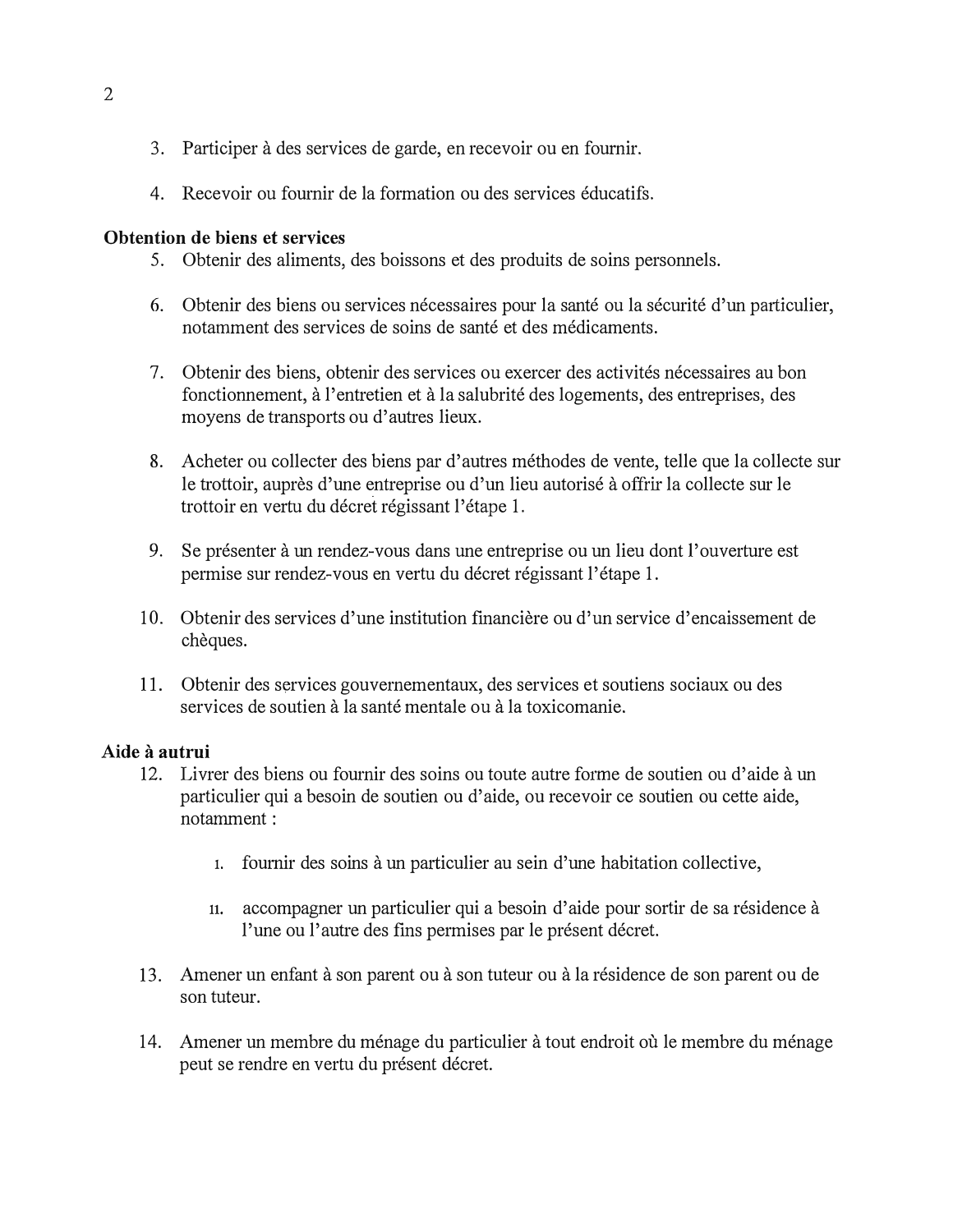3. Participer à des services de garde, en recevoir ou en fournir.

4. Recevoir ou fournir de la formation ou des services éducatifs.

**Obtention de biens et services**

5. Obtenir des aliments, des boissons et des produits de soins personnels.

6. Obtenir des biens ou services nécessaires pour la santé ou la sécurité d'un particulier, notamment des services de soins de santé et des médicaments.

7. Obtenir des biens, obtenir des services ou exercer des activités nécessaires au bon fonctionnement, à l'entretien et à la salubrité des logements, des entreprises, des moyens de transports ou d'autres lieux.

8. Acheter ou collecter des biens par d'autres méthodes de vente, telle que la collecte sur le trottoir, auprès d'une entreprise ou d'un lieu autorisé à offrir la collecte sur le trottoir en vertu du décret régissant l'étape 1.

9. Se présenter à un rendez-vous dans une entreprise ou un lieu dont l'ouverture est permise sur rendez-vous en vertu du décret régissant l'étape 1.

10. Obtenir des services d'une institution financière ou d'un service d'encaissement de chèques.

11. Obtenir des services gouvernementaux, des services et soutiens sociaux ou des services de soutien à la santé mentale ou à la toxicomanie.

**Aide à autrui**

12. Livrer des biens ou fournir des soins ou toute autre forme de soutien ou d'aide à un particulier qui a besoin de soutien ou d'aide, ou recevoir ce soutien ou cette aide, notamment :

    i. fournir des soins à un particulier au sein d'une habitation collective,

    ii. accompagner un particulier qui a besoin d'aide pour sortir de sa résidence à l'une ou l'autre des fins permises par le présent décret.

13. Amener un enfant à son parent ou à son tuteur ou à la résidence de son parent ou de son tuteur.

14. Amener un membre du ménage du particulier à tout endroit où le membre du ménage peut se rendre en vertu du présent décret.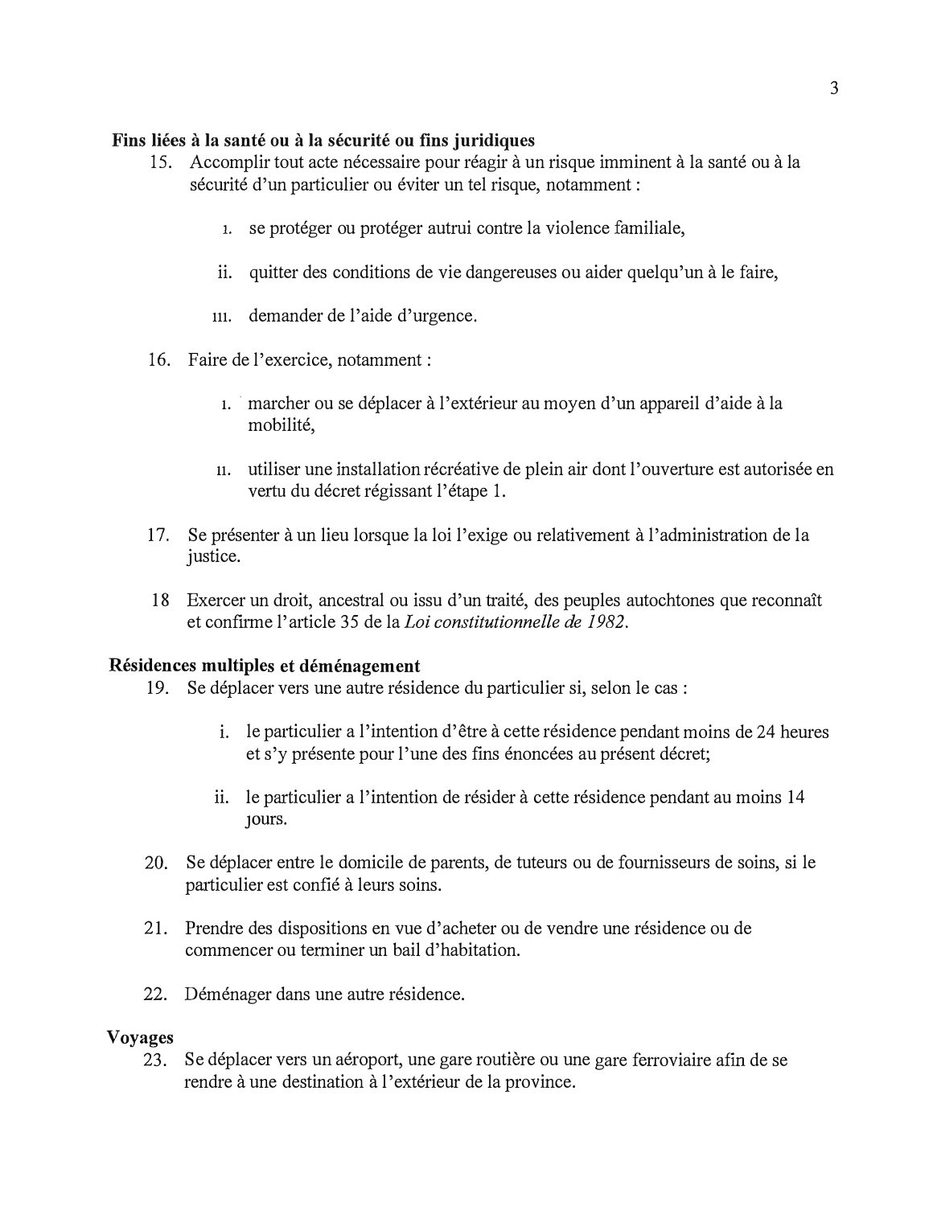**Fins liées à la santé ou à la sécurité ou fins juridiques**

15. Accomplir tout acte nécessaire pour réagir à un risque imminent à la santé ou à la sécurité d'un particulier ou éviter un tel risque, notamment :

    i. se protéger ou protéger autrui contre la violence familiale,

    ii. quitter des conditions de vie dangereuses ou aider quelqu'un à le faire,

    iii. demander de l'aide d'urgence.

16. Faire de l'exercice, notamment :

    i. marcher ou se déplacer à l'extérieur au moyen d'un appareil d'aide à la mobilité,

    ii. utiliser une installation récréative de plein air dont l'ouverture est autorisée en vertu du décret régissant l'étape 1.

17. Se présenter à un lieu lorsque la loi l'exige ou relativement à l'administration de la justice.

18 Exercer un droit, ancestral ou issu d'un traité, des peuples autochtones que reconnaît et confirme l'article 35 de la *Loi constitutionnelle de 1982*.

**Résidences multiples et déménagement**

19. Se déplacer vers une autre résidence du particulier si, selon le cas :

    i. le particulier a l'intention d'être à cette résidence pendant moins de 24 heures et s'y présente pour l'une des fins énoncées au présent décret;

    ii. le particulier a l'intention de résider à cette résidence pendant au moins 14 jours.

20. Se déplacer entre le domicile de parents, de tuteurs ou de fournisseurs de soins, si le particulier est confié à leurs soins.

21. Prendre des dispositions en vue d'acheter ou de vendre une résidence ou de commencer ou terminer un bail d'habitation.

22. Déménager dans une autre résidence.

**Voyages**

23. Se déplacer vers un aéroport, une gare routière ou une gare ferroviaire afin de se rendre à une destination à l'extérieur de la province.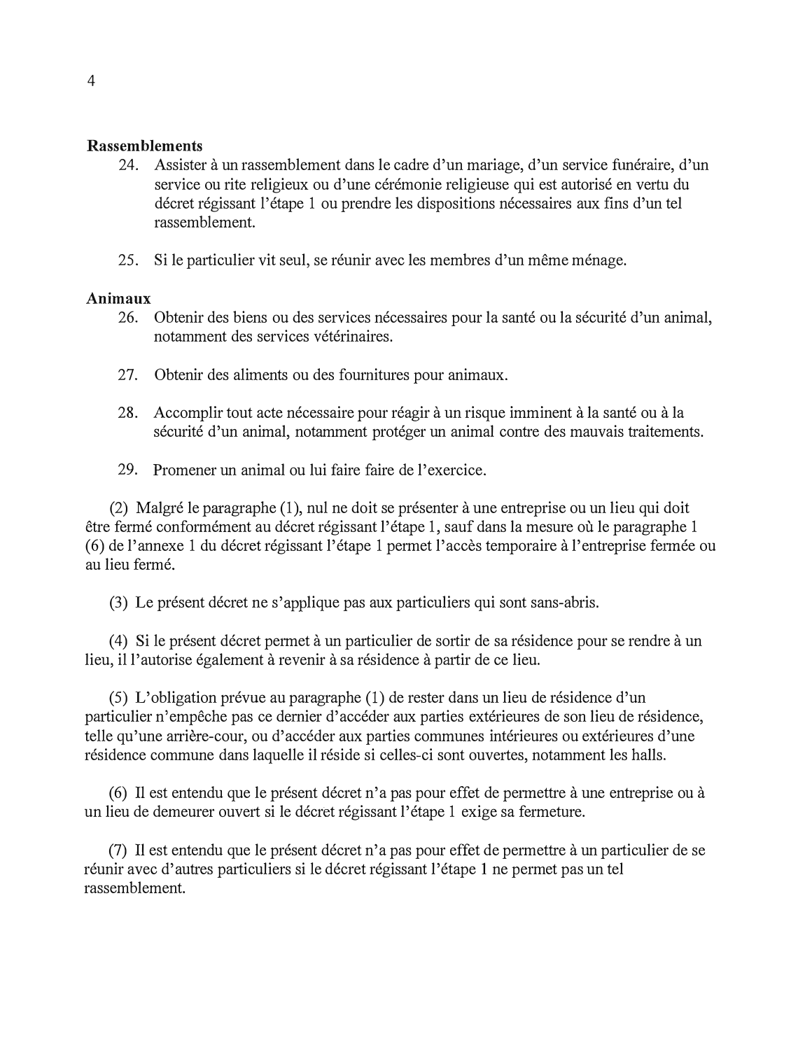**Rassemblements**

24. Assister à un rassemblement dans le cadre d'un mariage, d'un service funéraire, d'un service ou rite religieux ou d'une cérémonie religieuse qui est autorisé en vertu du décret régissant l'étape 1 ou prendre les dispositions nécessaires aux fins d'un tel rassemblement.

25. Si le particulier vit seul, se réunir avec les membres d'un même ménage.

**Animaux**

26. Obtenir des biens ou des services nécessaires pour la santé ou la sécurité d'un animal, notamment des services vétérinaires.

27. Obtenir des aliments ou des fournitures pour animaux.

28. Accomplir tout acte nécessaire pour réagir à un risque imminent à la santé ou à la sécurité d'un animal, notamment protéger un animal contre des mauvais traitements.

29. Promener un animal ou lui faire faire de l'exercice.

(2) Malgré le paragraphe (1), nul ne doit se présenter à une entreprise ou un lieu qui doit être fermé conformément au décret régissant l'étape 1, sauf dans la mesure où le paragraphe 1 (6) de l'annexe 1 du décret régissant l'étape 1 permet l'accès temporaire à l'entreprise fermée ou au lieu fermé.

(3) Le présent décret ne s'applique pas aux particuliers qui sont sans-abris.

(4) Si le présent décret permet à un particulier de sortir de sa résidence pour se rendre à un lieu, il l'autorise également à revenir à sa résidence à partir de ce lieu.

(5) L'obligation prévue au paragraphe (1) de rester dans un lieu de résidence d'un particulier n'empêche pas ce dernier d'accéder aux parties extérieures de son lieu de résidence, telle qu'une arrière-cour, ou d'accéder aux parties communes intérieures ou extérieures d'une résidence commune dans laquelle il réside si celles-ci sont ouvertes, notamment les halls.

(6) Il est entendu que le présent décret n'a pas pour effet de permettre à une entreprise ou à un lieu de demeurer ouvert si le décret régissant l'étape 1 exige sa fermeture.

(7) Il est entendu que le présent décret n'a pas pour effet de permettre à un particulier de se réunir avec d'autres particuliers si le décret régissant l'étape 1 ne permet pas un tel rassemblement.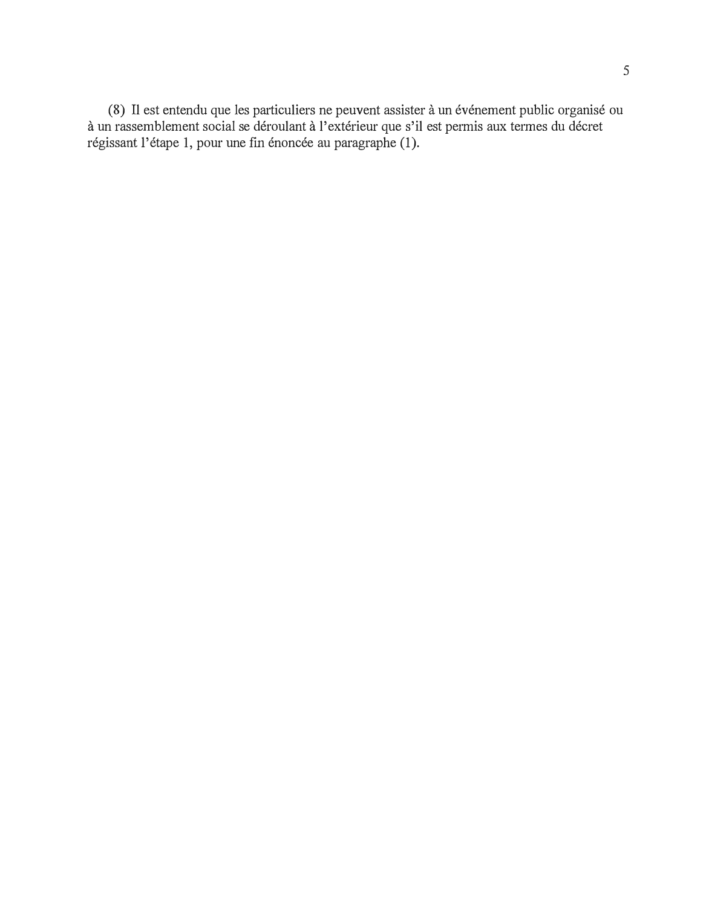(8) Il est entendu que les particuliers ne peuvent assister à un événement public organisé ou à un rassemblement social se déroulant à l'extérieur que s'il est permis aux termes du décret régissant l'étape 1, pour une fin énoncée au paragraphe (1).